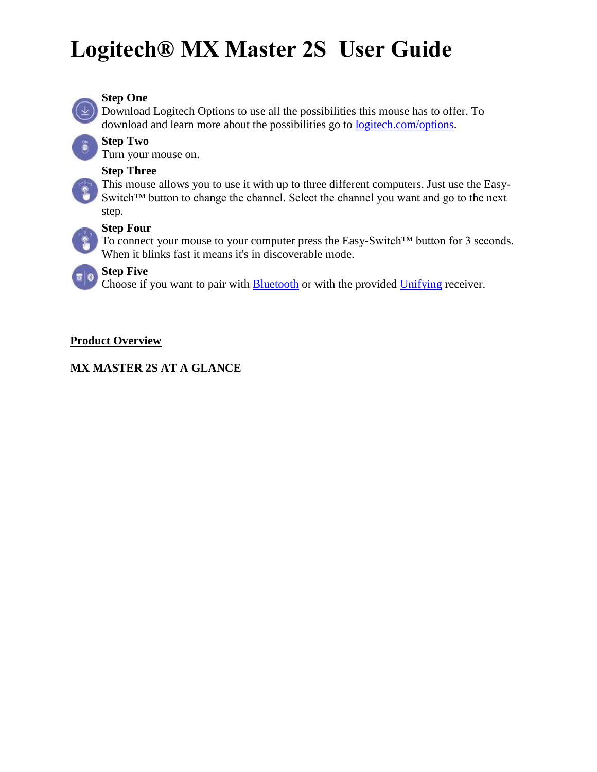# Logitech® MX Master 2S  User Guide

**Step One**
Download Logitech Options to use all the possibilities this mouse has to offer. To download and learn more about the possibilities go to logitech.com/options.

**Step Two**
Turn your mouse on.

**Step Three**
This mouse allows you to use it with up to three different computers. Just use the Easy-Switch™ button to change the channel. Select the channel you want and go to the next step.

**Step Four**
To connect your mouse to your computer press the Easy-Switch™ button for 3 seconds. When it blinks fast it means it's in discoverable mode.

**Step Five**
Choose if you want to pair with Bluetooth or with the provided Unifying receiver.

## Product Overview

**MX MASTER 2S AT A GLANCE**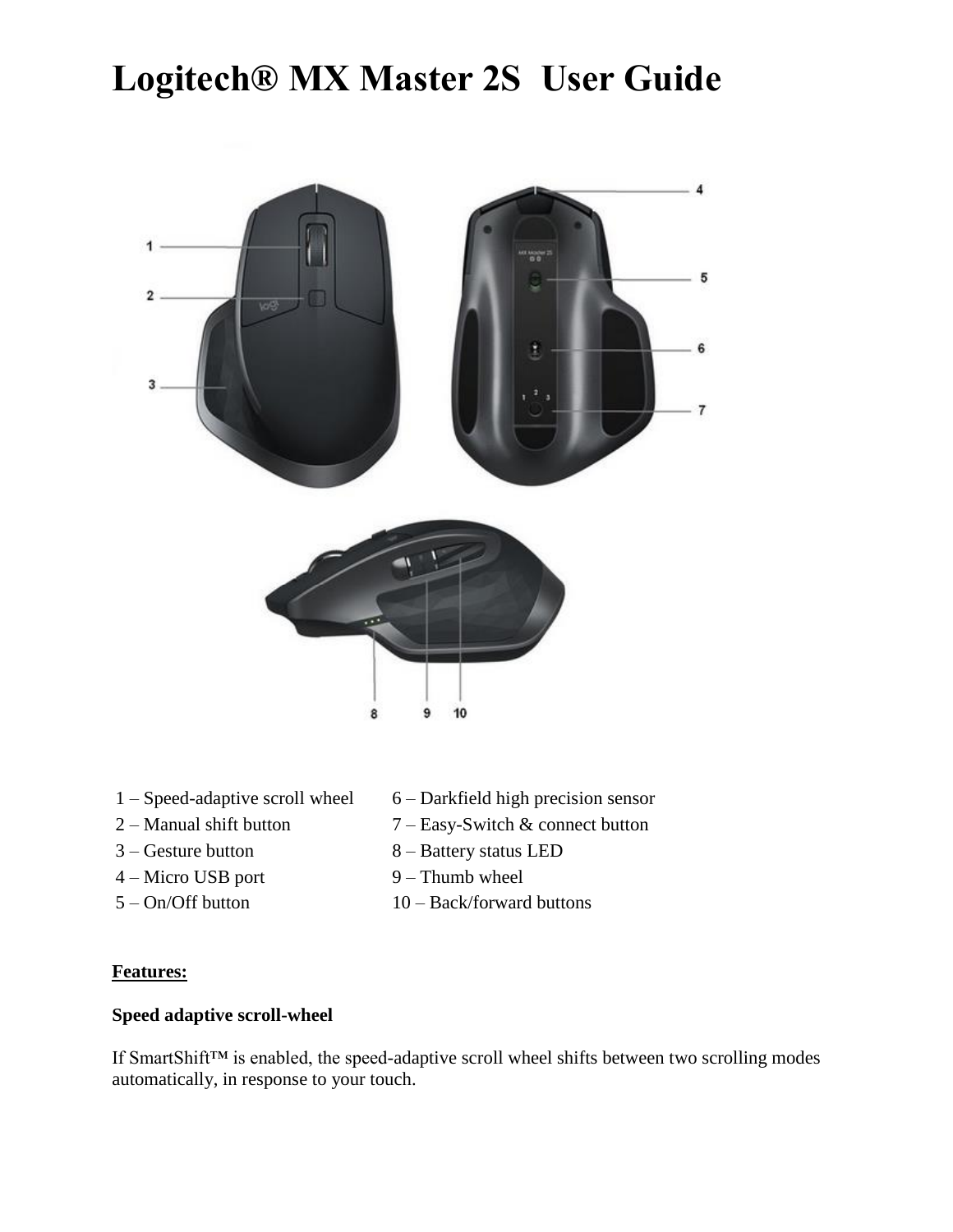# Logitech® MX Master 2S User Guide

1 – Speed-adaptive scroll wheel
2 – Manual shift button
3 – Gesture button
4 – Micro USB port
5 – On/Off button
6 – Darkfield high precision sensor
7 – Easy-Switch & connect button
8 – Battery status LED
9 – Thumb wheel
10 – Back/forward buttons

**Features:**

**Speed adaptive scroll-wheel**

If SmartShift™ is enabled, the speed-adaptive scroll wheel shifts between two scrolling modes automatically, in response to your touch.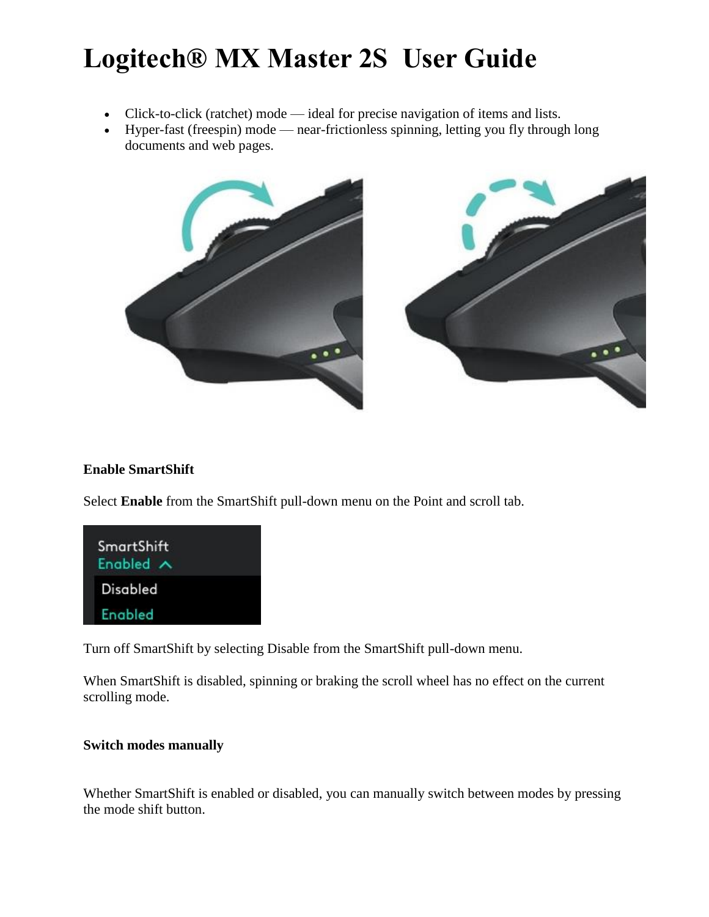# Logitech® MX Master 2S User Guide

- Click-to-click (ratchet) mode — ideal for precise navigation of items and lists.
- Hyper-fast (freespin) mode — near-frictionless spinning, letting you fly through long documents and web pages.

**Enable SmartShift**

Select **Enable** from the SmartShift pull-down menu on the Point and scroll tab.

Turn off SmartShift by selecting Disable from the SmartShift pull-down menu.

When SmartShift is disabled, spinning or braking the scroll wheel has no effect on the current scrolling mode.

**Switch modes manually**

Whether SmartShift is enabled or disabled, you can manually switch between modes by pressing the mode shift button.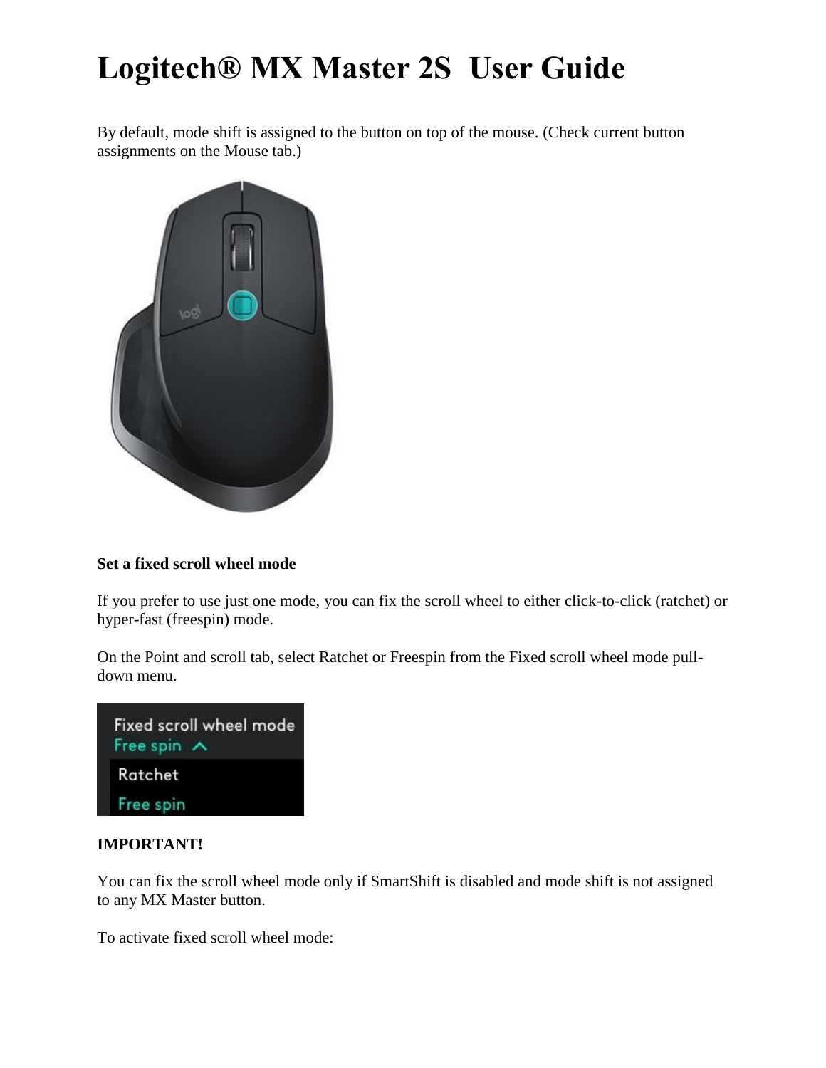# Logitech® MX Master 2S User Guide

By default, mode shift is assigned to the button on top of the mouse. (Check current button assignments on the Mouse tab.)

**Set a fixed scroll wheel mode**

If you prefer to use just one mode, you can fix the scroll wheel to either click-to-click (ratchet) or hyper-fast (freespin) mode.

On the Point and scroll tab, select Ratchet or Freespin from the Fixed scroll wheel mode pull-down menu.

**IMPORTANT!**

You can fix the scroll wheel mode only if SmartShift is disabled and mode shift is not assigned to any MX Master button.

To activate fixed scroll wheel mode: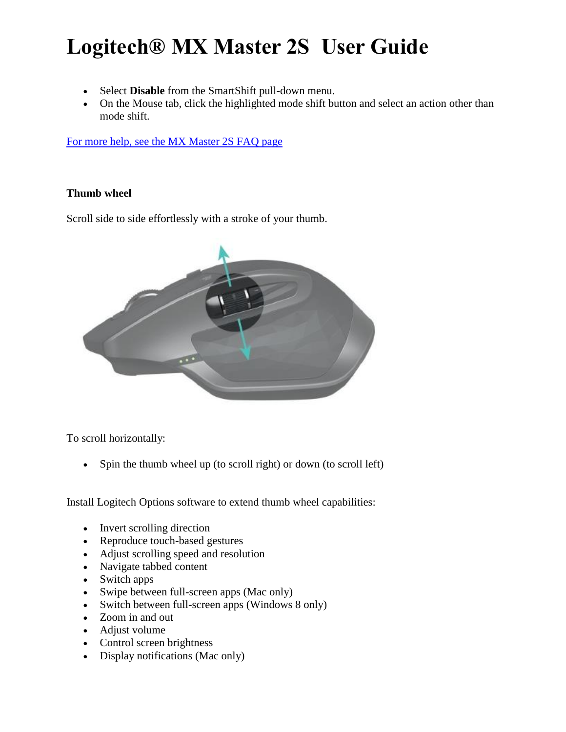# Logitech® MX Master 2S User Guide

- Select **Disable** from the SmartShift pull-down menu.
- On the Mouse tab, click the highlighted mode shift button and select an action other than mode shift.

For more help, see the MX Master 2S FAQ page

**Thumb wheel**

Scroll side to side effortlessly with a stroke of your thumb.

To scroll horizontally:

- Spin the thumb wheel up (to scroll right) or down (to scroll left)

Install Logitech Options software to extend thumb wheel capabilities:

- Invert scrolling direction
- Reproduce touch-based gestures
- Adjust scrolling speed and resolution
- Navigate tabbed content
- Switch apps
- Swipe between full-screen apps (Mac only)
- Switch between full-screen apps (Windows 8 only)
- Zoom in and out
- Adjust volume
- Control screen brightness
- Display notifications (Mac only)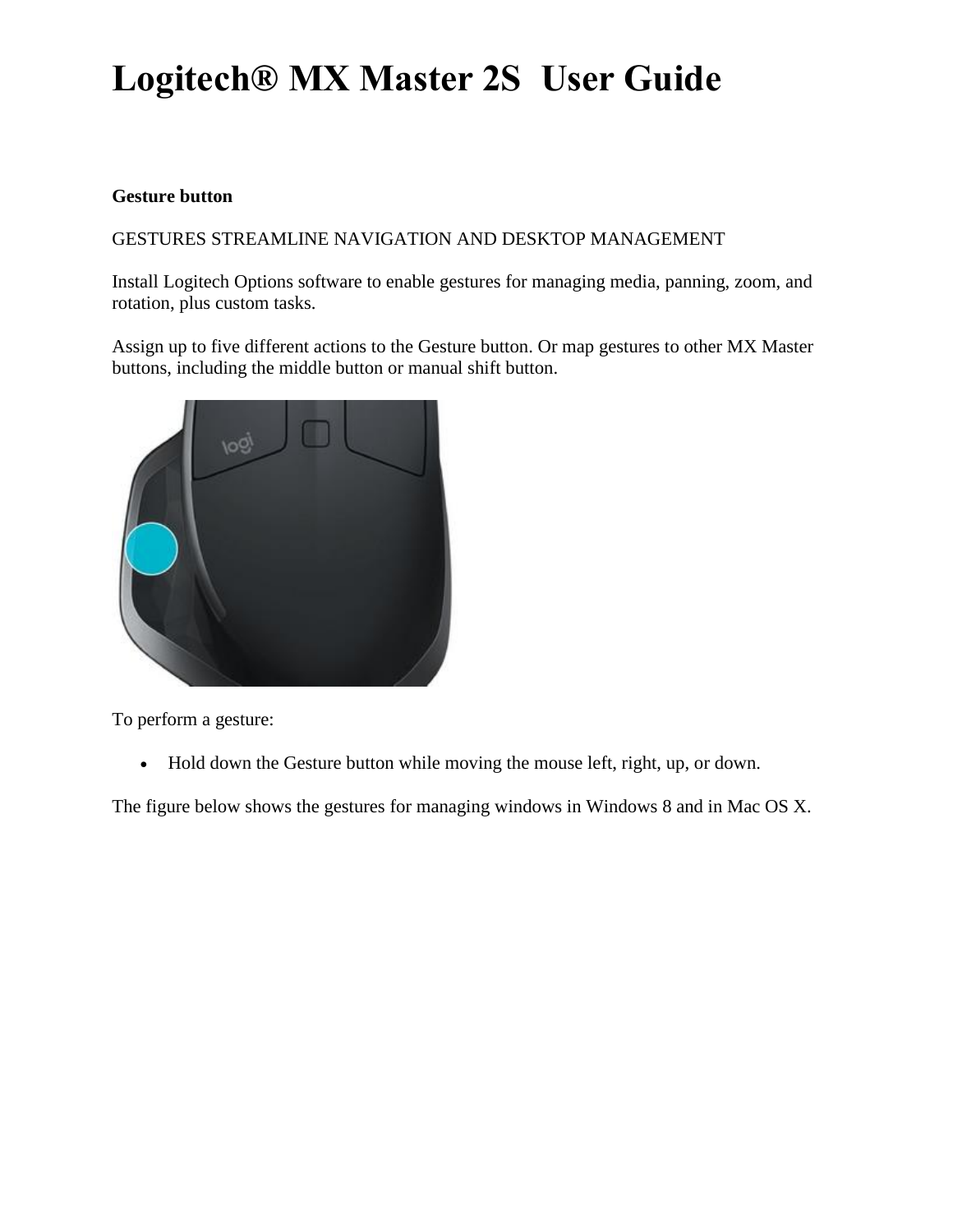# Logitech® MX Master 2S User Guide

**Gesture button**

GESTURES STREAMLINE NAVIGATION AND DESKTOP MANAGEMENT

Install Logitech Options software to enable gestures for managing media, panning, zoom, and rotation, plus custom tasks.

Assign up to five different actions to the Gesture button. Or map gestures to other MX Master buttons, including the middle button or manual shift button.

To perform a gesture:

- Hold down the Gesture button while moving the mouse left, right, up, or down.

The figure below shows the gestures for managing windows in Windows 8 and in Mac OS X.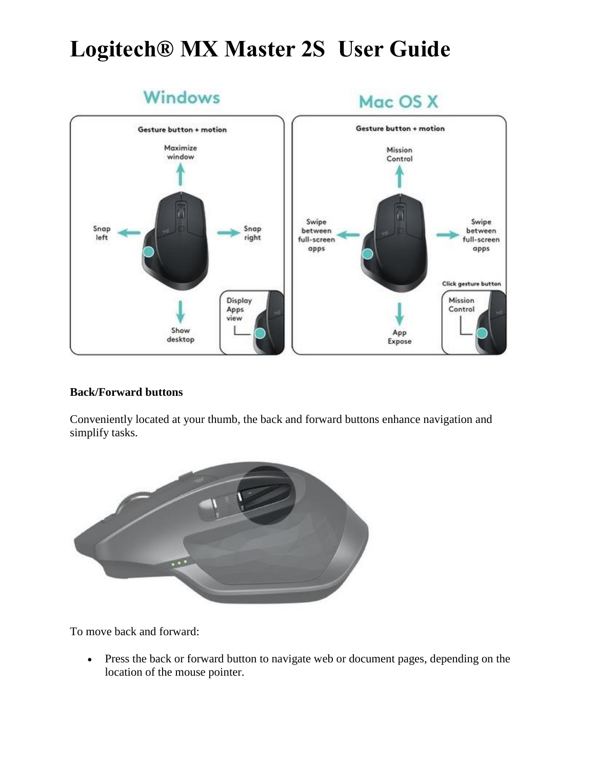# Logitech® MX Master 2S  User Guide

**Back/Forward buttons**

Conveniently located at your thumb, the back and forward buttons enhance navigation and simplify tasks.

To move back and forward:

- Press the back or forward button to navigate web or document pages, depending on the location of the mouse pointer.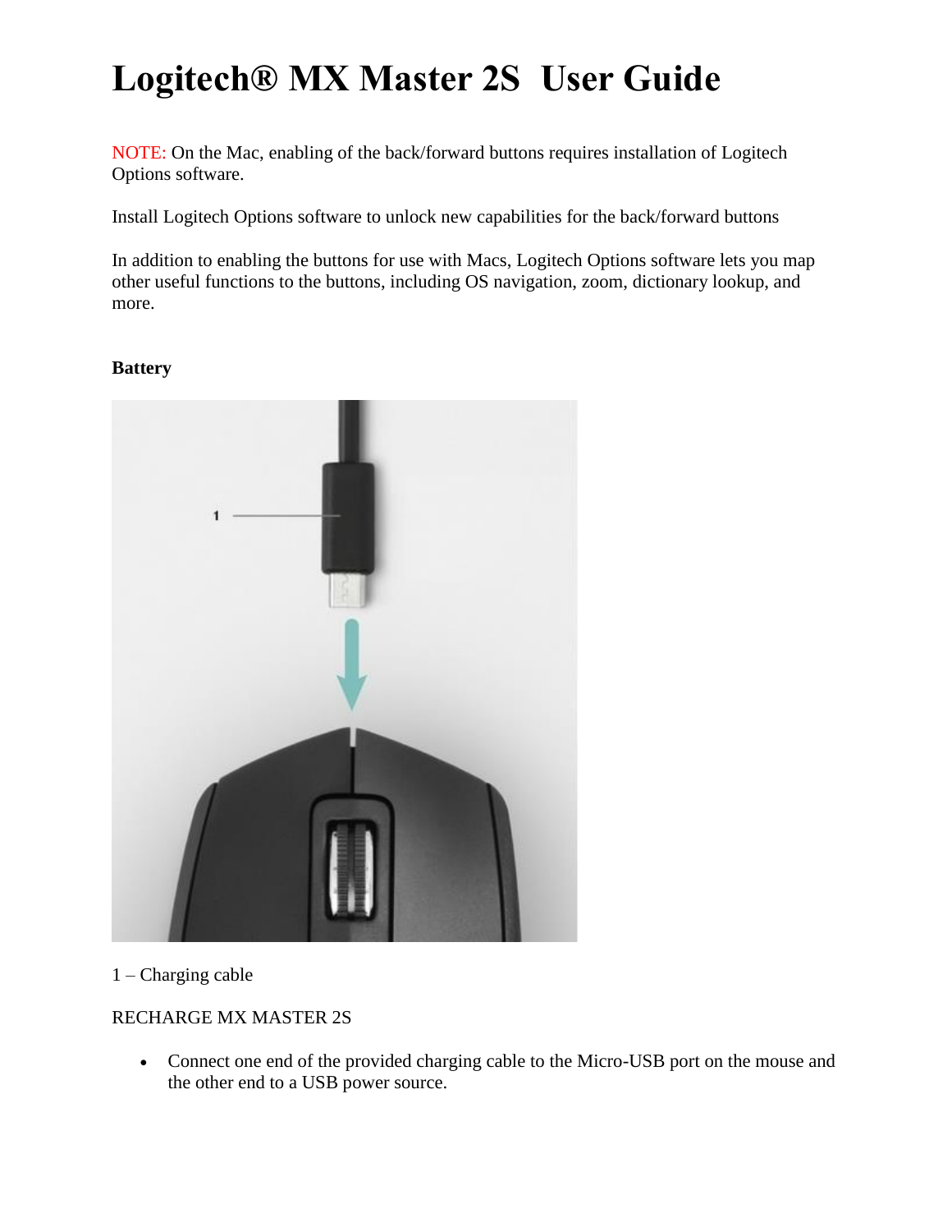# Logitech® MX Master 2S User Guide

NOTE: On the Mac, enabling of the back/forward buttons requires installation of Logitech Options software.

Install Logitech Options software to unlock new capabilities for the back/forward buttons

In addition to enabling the buttons for use with Macs, Logitech Options software lets you map other useful functions to the buttons, including OS navigation, zoom, dictionary lookup, and more.

**Battery**

1 – Charging cable

RECHARGE MX MASTER 2S

- Connect one end of the provided charging cable to the Micro-USB port on the mouse and the other end to a USB power source.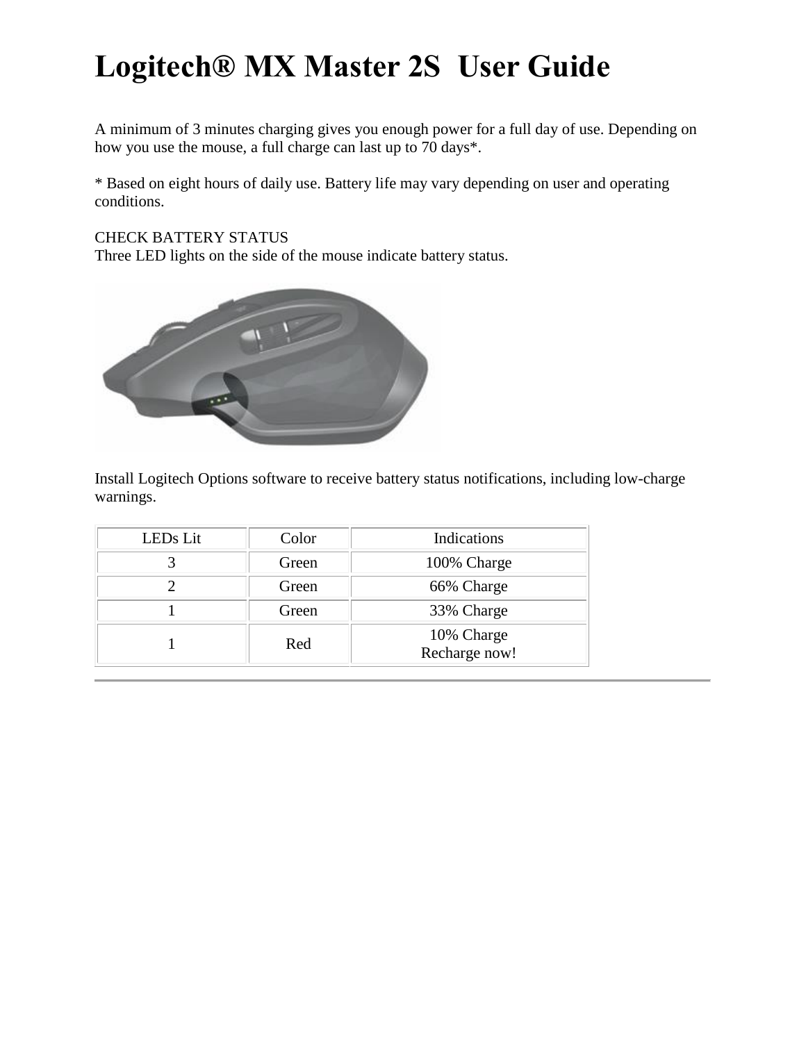# Logitech® MX Master 2S User Guide

A minimum of 3 minutes charging gives you enough power for a full day of use. Depending on how you use the mouse, a full charge can last up to 70 days*.

* Based on eight hours of daily use. Battery life may vary depending on user and operating conditions.

CHECK BATTERY STATUS
Three LED lights on the side of the mouse indicate battery status.

Install Logitech Options software to receive battery status notifications, including low-charge warnings.

| LEDs Lit | Color | Indications |
|---|---|---|
| 3 | Green | 100% Charge |
| 2 | Green | 66% Charge |
| 1 | Green | 33% Charge |
| 1 | Red | 10% Charge<br>Recharge now! |